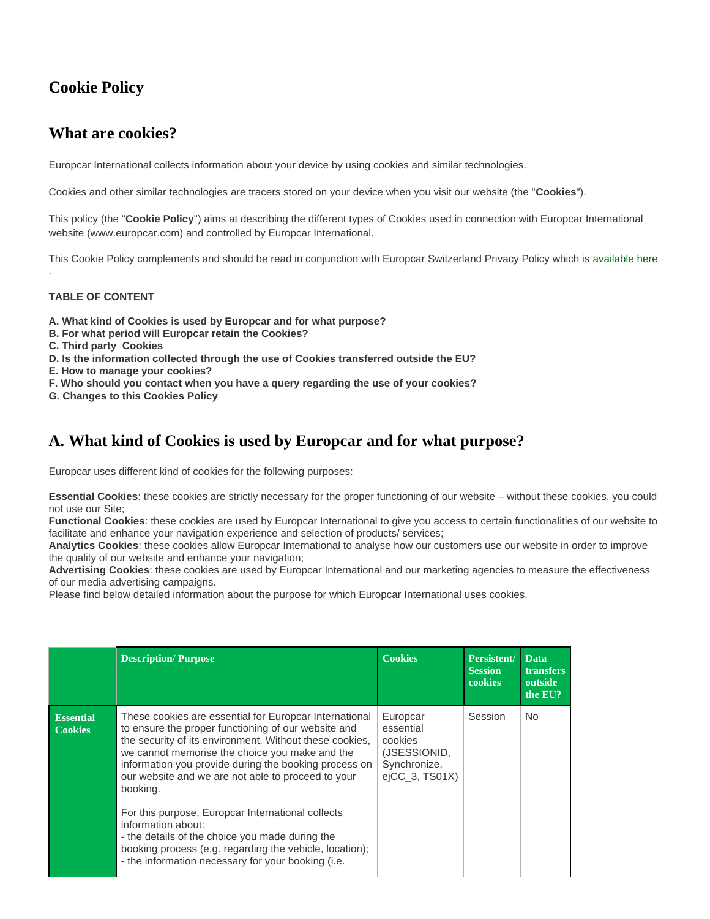# Cookie Policy

## What are cookies?

Europcar International collects information about your device by using cookies and similar technologies.

Cookies and other similar technologies are tracers stored on your device when you visit our website (the "**Cookies**").

This policy (the "**Cookie Policy**") aims at describing the different types of Cookies used in connection with Europcar International website (www.europcar.com) and controlled by Europcar International.

This Cookie Policy complements and should be read in conjunction with Europcar Switzerland Privacy Policy which is available here .

**TABLE OF CONTENT**

**A. What kind of Cookies is used by Europcar and for what purpose?**
**B. For what period will Europcar retain the Cookies?**
**C. Third party Cookies**
**D. Is the information collected through the use of Cookies transferred outside the EU?**
**E. How to manage your cookies?**
**F. Who should you contact when you have a query regarding the use of your cookies?**
**G. Changes to this Cookies Policy**

## A. What kind of Cookies is used by Europcar and for what purpose?

Europcar uses different kind of cookies for the following purposes:

**Essential Cookies**: these cookies are strictly necessary for the proper functioning of our website – without these cookies, you could not use our Site;
**Functional Cookies**: these cookies are used by Europcar International to give you access to certain functionalities of our website to facilitate and enhance your navigation experience and selection of products/ services;
**Analytics Cookies**: these cookies allow Europcar International to analyse how our customers use our website in order to improve the quality of our website and enhance your navigation;
**Advertising Cookies**: these cookies are used by Europcar International and our marketing agencies to measure the effectiveness of our media advertising campaigns.
Please find below detailed information about the purpose for which Europcar International uses cookies.

| | Description/ Purpose | Cookies | Persistent/ Session cookies | Data transfers outside the EU? |
|---|---|---|---|---|
| **Essential Cookies** | These cookies are essential for Europcar International to ensure the proper functioning of our website and the security of its environment. Without these cookies, we cannot memorise the choice you make and the information you provide during the booking process on our website and we are not able to proceed to your booking.<br><br>For this purpose, Europcar International collects information about:<br>- the details of the choice you made during the booking process (e.g. regarding the vehicle, location);<br>- the information necessary for your booking (i.e. | Europcar essential cookies (JSESSIONID, Synchronize, ejCC_3, TS01X) | Session | No |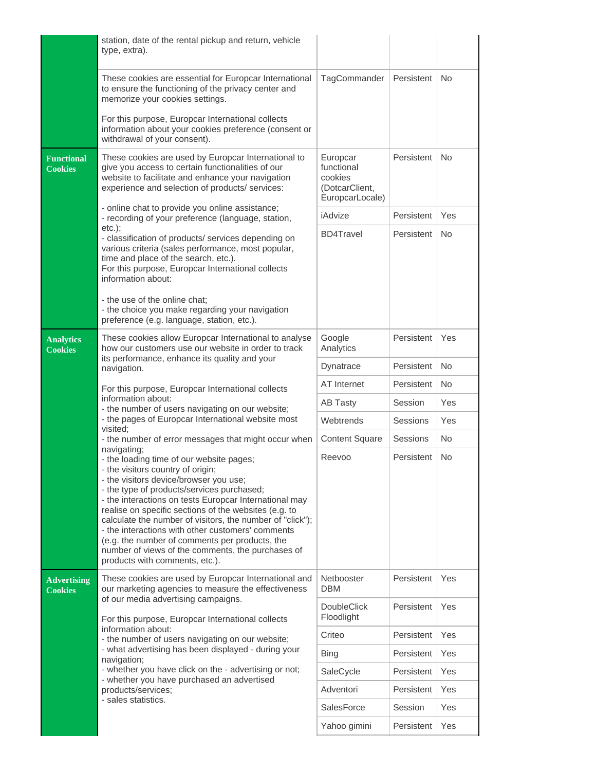| | | | | |
|---|---|---|---|---|
| | station, date of the rental pickup and return, vehicle type, extra). | | | |
| | These cookies are essential for Europcar International to ensure the functioning of the privacy center and memorize your cookies settings.<br><br>For this purpose, Europcar International collects information about your cookies preference (consent or withdrawal of your consent). | TagCommander | Persistent | No |
| **Functional Cookies** | These cookies are used by Europcar International to give you access to certain functionalities of our website to facilitate and enhance your navigation experience and selection of products/ services:<br><br>- online chat to provide you online assistance;<br>- recording of your preference (language, station, etc.);<br>- classification of products/ services depending on various criteria (sales performance, most popular, time and place of the search, etc.).<br>For this purpose, Europcar International collects information about:<br><br>- the use of the online chat;<br>- the choice you make regarding your navigation preference (e.g. language, station, etc.). | Europcar functional cookies (DotcarClient, EuropcarLocale) | Persistent | No |
| | | iAdvize | Persistent | Yes |
| | | BD4Travel | Persistent | No |
| **Analytics Cookies** | These cookies allow Europcar International to analyse how our customers use our website in order to track its performance, enhance its quality and your navigation.<br><br>For this purpose, Europcar International collects information about:<br>- the number of users navigating on our website;<br>- the pages of Europcar International website most visited;<br>- the number of error messages that might occur when navigating;<br>- the loading time of our website pages;<br>- the visitors country of origin;<br>- the visitors device/browser you use;<br>- the type of products/services purchased;<br>- the interactions on tests Europcar International may realise on specific sections of the websites (e.g. to calculate the number of visitors, the number of "click");<br>- the interactions with other customers' comments (e.g. the number of comments per products, the number of views of the comments, the purchases of products with comments, etc.). | Google Analytics | Persistent | Yes |
| | | Dynatrace | Persistent | No |
| | | AT Internet | Persistent | No |
| | | AB Tasty | Session | Yes |
| | | Webtrends | Sessions | Yes |
| | | Content Square | Sessions | No |
| | | Reevoo | Persistent | No |
| **Advertising Cookies** | These cookies are used by Europcar International and our marketing agencies to measure the effectiveness of our media advertising campaigns.<br><br>For this purpose, Europcar International collects information about:<br>- the number of users navigating on our website;<br>- what advertising has been displayed - during your navigation;<br>- whether you have click on the - advertising or not;<br>- whether you have purchased an advertised products/services;<br>- sales statistics. | Netbooster DBM | Persistent | Yes |
| | | DoubleClick Floodlight | Persistent | Yes |
| | | Criteo | Persistent | Yes |
| | | Bing | Persistent | Yes |
| | | SaleCycle | Persistent | Yes |
| | | Adventori | Persistent | Yes |
| | | SalesForce | Session | Yes |
| | | Yahoo gimini | Persistent | Yes |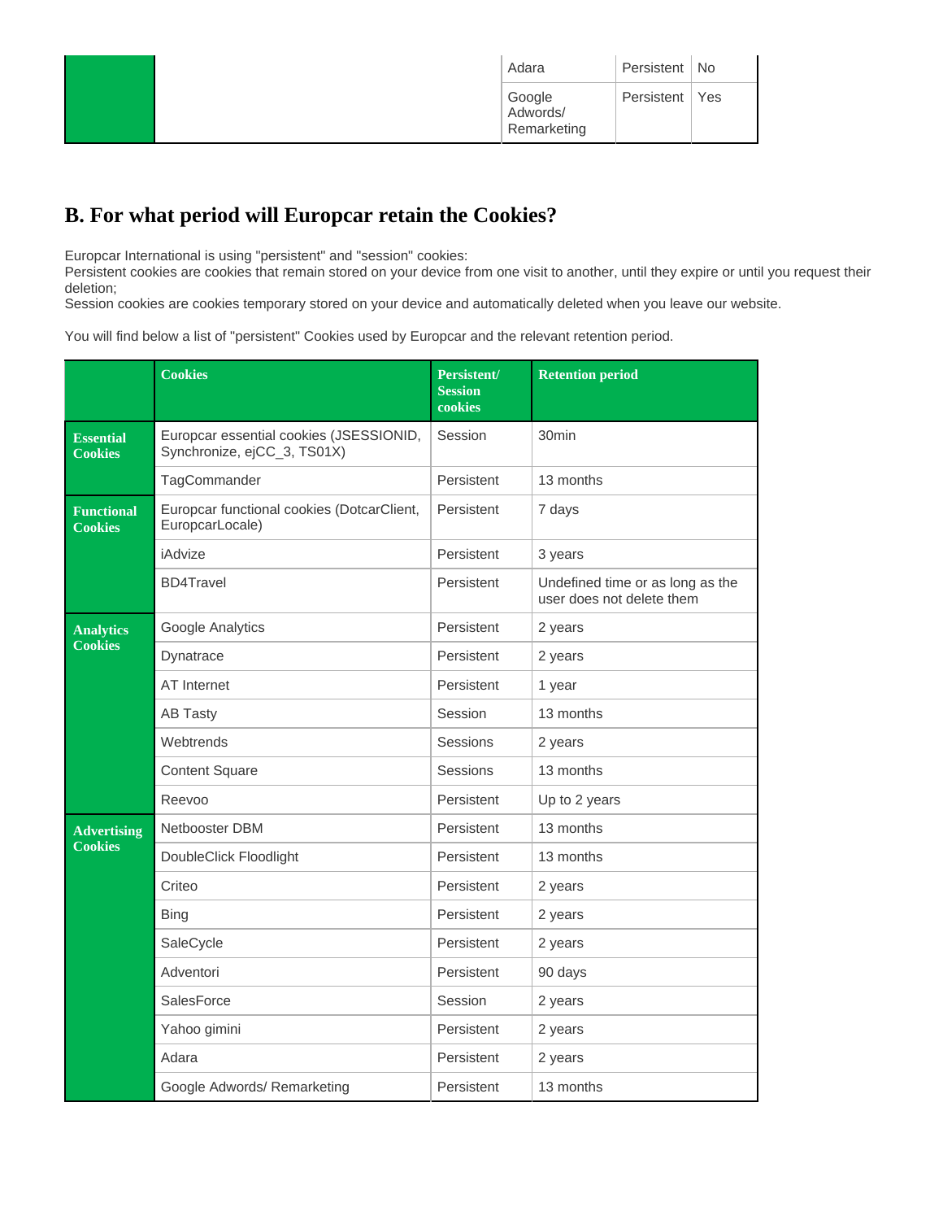| | | | |
|---|---|---|---|
| | Adara | Persistent | No |
| | Google Adwords/ Remarketing | Persistent | Yes |

## B. For what period will Europcar retain the Cookies?

Europcar International is using "persistent" and "session" cookies:
Persistent cookies are cookies that remain stored on your device from one visit to another, until they expire or until you request their deletion;
Session cookies are cookies temporary stored on your device and automatically deleted when you leave our website.

You will find below a list of "persistent" Cookies used by Europcar and the relevant retention period.

| | Cookies | Persistent/ Session cookies | Retention period |
|---|---|---|---|
| **Essential Cookies** | Europcar essential cookies (JSESSIONID, Synchronize, ejCC_3, TS01X) | Session | 30min |
| | TagCommander | Persistent | 13 months |
| **Functional Cookies** | Europcar functional cookies (DotcarClient, EuropcarLocale) | Persistent | 7 days |
| | iAdvize | Persistent | 3 years |
| | BD4Travel | Persistent | Undefined time or as long as the user does not delete them |
| **Analytics Cookies** | Google Analytics | Persistent | 2 years |
| | Dynatrace | Persistent | 2 years |
| | AT Internet | Persistent | 1 year |
| | AB Tasty | Session | 13 months |
| | Webtrends | Sessions | 2 years |
| | Content Square | Sessions | 13 months |
| | Reevoo | Persistent | Up to 2 years |
| **Advertising Cookies** | Netbooster DBM | Persistent | 13 months |
| | DoubleClick Floodlight | Persistent | 13 months |
| | Criteo | Persistent | 2 years |
| | Bing | Persistent | 2 years |
| | SaleCycle | Persistent | 2 years |
| | Adventori | Persistent | 90 days |
| | SalesForce | Session | 2 years |
| | Yahoo gimini | Persistent | 2 years |
| | Adara | Persistent | 2 years |
| | Google Adwords/ Remarketing | Persistent | 13 months |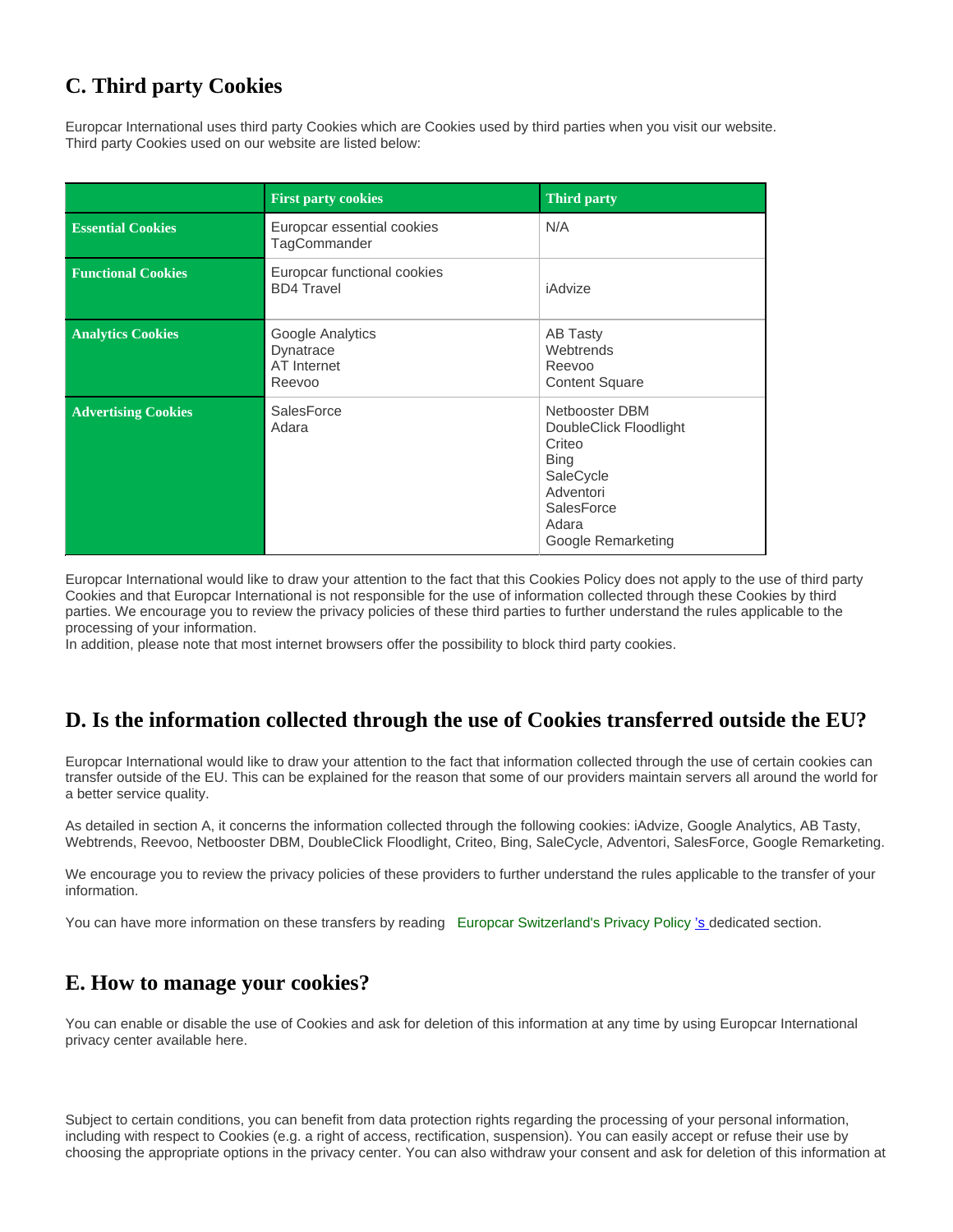## C. Third party Cookies

Europcar International uses third party Cookies which are Cookies used by third parties when you visit our website.
Third party Cookies used on our website are listed below:

| | First party cookies | Third party |
|---|---|---|
| **Essential Cookies** | Europcar essential cookies<br>TagCommander | N/A |
| **Functional Cookies** | Europcar functional cookies<br>BD4 Travel | iAdvize |
| **Analytics Cookies** | Google Analytics<br>Dynatrace<br>AT Internet<br>Reevoo | AB Tasty<br>Webtrends<br>Reevoo<br>Content Square |
| **Advertising Cookies** | SalesForce<br>Adara | Netbooster DBM<br>DoubleClick Floodlight<br>Criteo<br>Bing<br>SaleCycle<br>Adventori<br>SalesForce<br>Adara<br>Google Remarketing |

Europcar International would like to draw your attention to the fact that this Cookies Policy does not apply to the use of third party Cookies and that Europcar International is not responsible for the use of information collected through these Cookies by third parties. We encourage you to review the privacy policies of these third parties to further understand the rules applicable to the processing of your information.
In addition, please note that most internet browsers offer the possibility to block third party cookies.

## D. Is the information collected through the use of Cookies transferred outside the EU?

Europcar International would like to draw your attention to the fact that information collected through the use of certain cookies can transfer outside of the EU. This can be explained for the reason that some of our providers maintain servers all around the world for a better service quality.

As detailed in section A, it concerns the information collected through the following cookies: iAdvize, Google Analytics, AB Tasty, Webtrends, Reevoo, Netbooster DBM, DoubleClick Floodlight, Criteo, Bing, SaleCycle, Adventori, SalesForce, Google Remarketing.

We encourage you to review the privacy policies of these providers to further understand the rules applicable to the transfer of your information.

You can have more information on these transfers by reading Europcar Switzerland's Privacy Policy 's dedicated section.

## E. How to manage your cookies?

You can enable or disable the use of Cookies and ask for deletion of this information at any time by using Europcar International privacy center available here.

Subject to certain conditions, you can benefit from data protection rights regarding the processing of your personal information, including with respect to Cookies (e.g. a right of access, rectification, suspension). You can easily accept or refuse their use by choosing the appropriate options in the privacy center. You can also withdraw your consent and ask for deletion of this information at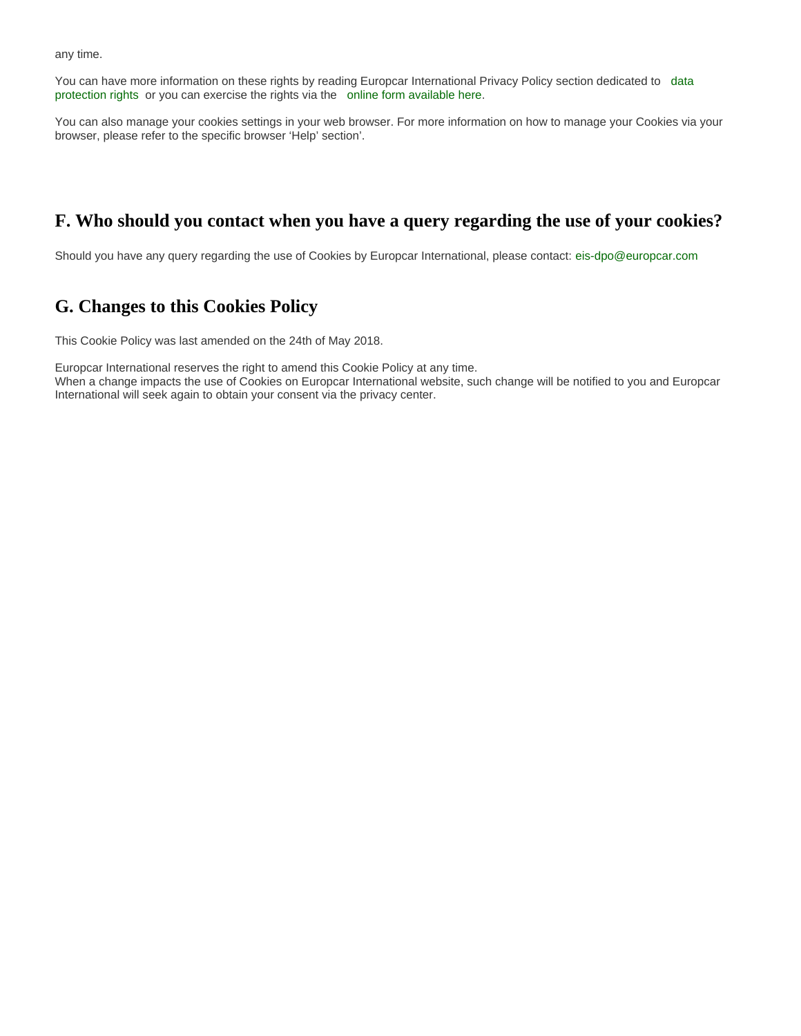any time.

You can have more information on these rights by reading Europcar International Privacy Policy section dedicated to data protection rights or you can exercise the rights via the online form available here.

You can also manage your cookies settings in your web browser. For more information on how to manage your Cookies via your browser, please refer to the specific browser 'Help' section'.

## F. Who should you contact when you have a query regarding the use of your cookies?

Should you have any query regarding the use of Cookies by Europcar International, please contact: eis-dpo@europcar.com

## G. Changes to this Cookies Policy

This Cookie Policy was last amended on the 24th of May 2018.

Europcar International reserves the right to amend this Cookie Policy at any time.
When a change impacts the use of Cookies on Europcar International website, such change will be notified to you and Europcar International will seek again to obtain your consent via the privacy center.